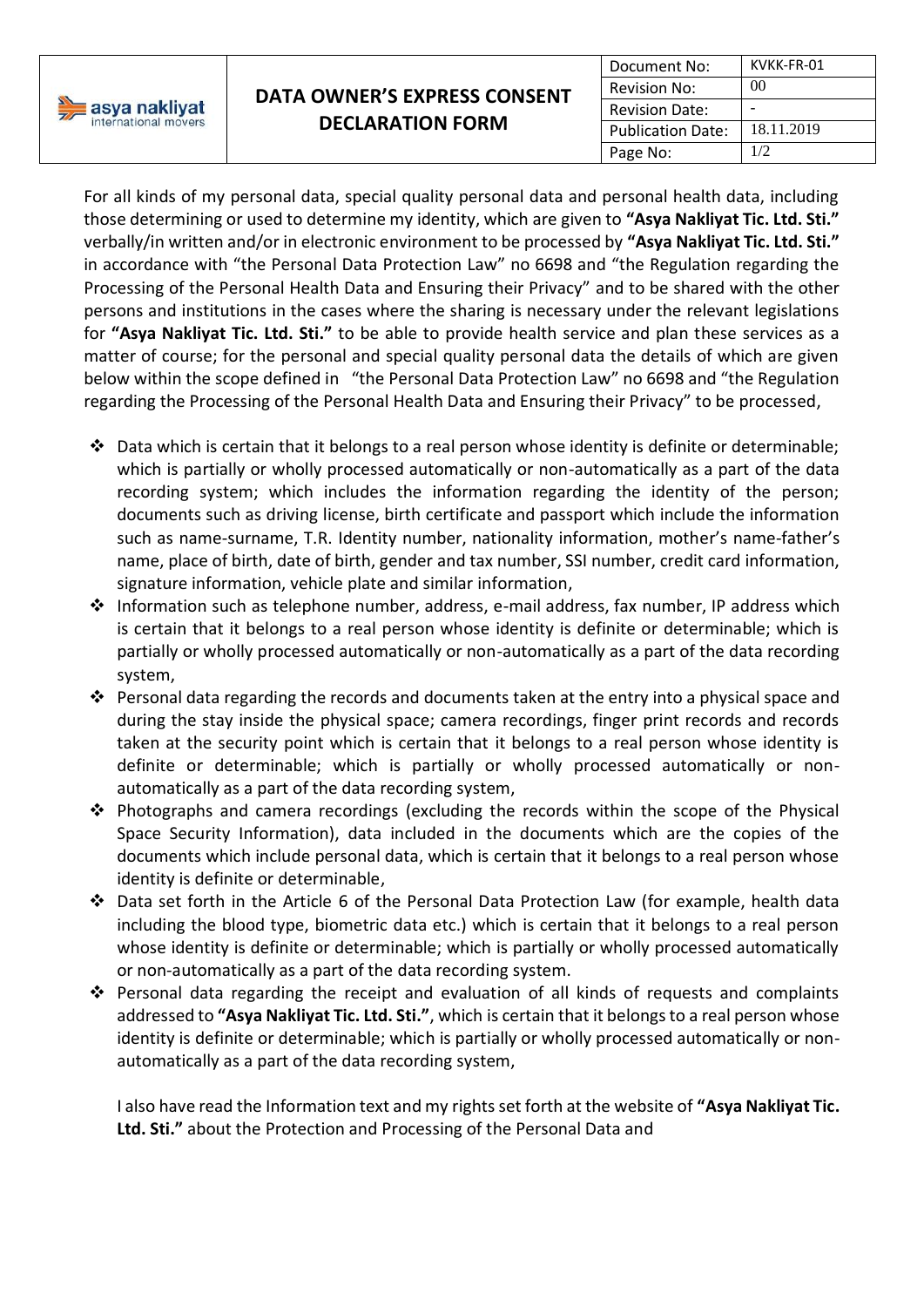| asya nakliyat international movers | DATA OWNER'S EXPRESS CONSENT DECLARATION FORM | Document No: | KVKK-FR-01 |
|---|---|---|---|
| | | Revision No: | 00 |
| | | Revision Date: | - |
| | | Publication Date: | 18.11.2019 |
| | | Page No: | 1/2 |

For all kinds of my personal data, special quality personal data and personal health data, including those determining or used to determine my identity, which are given to **"Asya Nakliyat Tic. Ltd. Sti."** verbally/in written and/or in electronic environment to be processed by **"Asya Nakliyat Tic. Ltd. Sti."** in accordance with "the Personal Data Protection Law" no 6698 and "the Regulation regarding the Processing of the Personal Health Data and Ensuring their Privacy" and to be shared with the other persons and institutions in the cases where the sharing is necessary under the relevant legislations for **"Asya Nakliyat Tic. Ltd. Sti."** to be able to provide health service and plan these services as a matter of course; for the personal and special quality personal data the details of which are given below within the scope defined in "the Personal Data Protection Law" no 6698 and "the Regulation regarding the Processing of the Personal Health Data and Ensuring their Privacy" to be processed,

- Data which is certain that it belongs to a real person whose identity is definite or determinable; which is partially or wholly processed automatically or non-automatically as a part of the data recording system; which includes the information regarding the identity of the person; documents such as driving license, birth certificate and passport which include the information such as name-surname, T.R. Identity number, nationality information, mother's name-father's name, place of birth, date of birth, gender and tax number, SSI number, credit card information, signature information, vehicle plate and similar information,
- Information such as telephone number, address, e-mail address, fax number, IP address which is certain that it belongs to a real person whose identity is definite or determinable; which is partially or wholly processed automatically or non-automatically as a part of the data recording system,
- Personal data regarding the records and documents taken at the entry into a physical space and during the stay inside the physical space; camera recordings, finger print records and records taken at the security point which is certain that it belongs to a real person whose identity is definite or determinable; which is partially or wholly processed automatically or non-automatically as a part of the data recording system,
- Photographs and camera recordings (excluding the records within the scope of the Physical Space Security Information), data included in the documents which are the copies of the documents which include personal data, which is certain that it belongs to a real person whose identity is definite or determinable,
- Data set forth in the Article 6 of the Personal Data Protection Law (for example, health data including the blood type, biometric data etc.) which is certain that it belongs to a real person whose identity is definite or determinable; which is partially or wholly processed automatically or non-automatically as a part of the data recording system.
- Personal data regarding the receipt and evaluation of all kinds of requests and complaints addressed to **"Asya Nakliyat Tic. Ltd. Sti."**, which is certain that it belongs to a real person whose identity is definite or determinable; which is partially or wholly processed automatically or non-automatically as a part of the data recording system,

I also have read the Information text and my rights set forth at the website of **"Asya Nakliyat Tic. Ltd. Sti."** about the Protection and Processing of the Personal Data and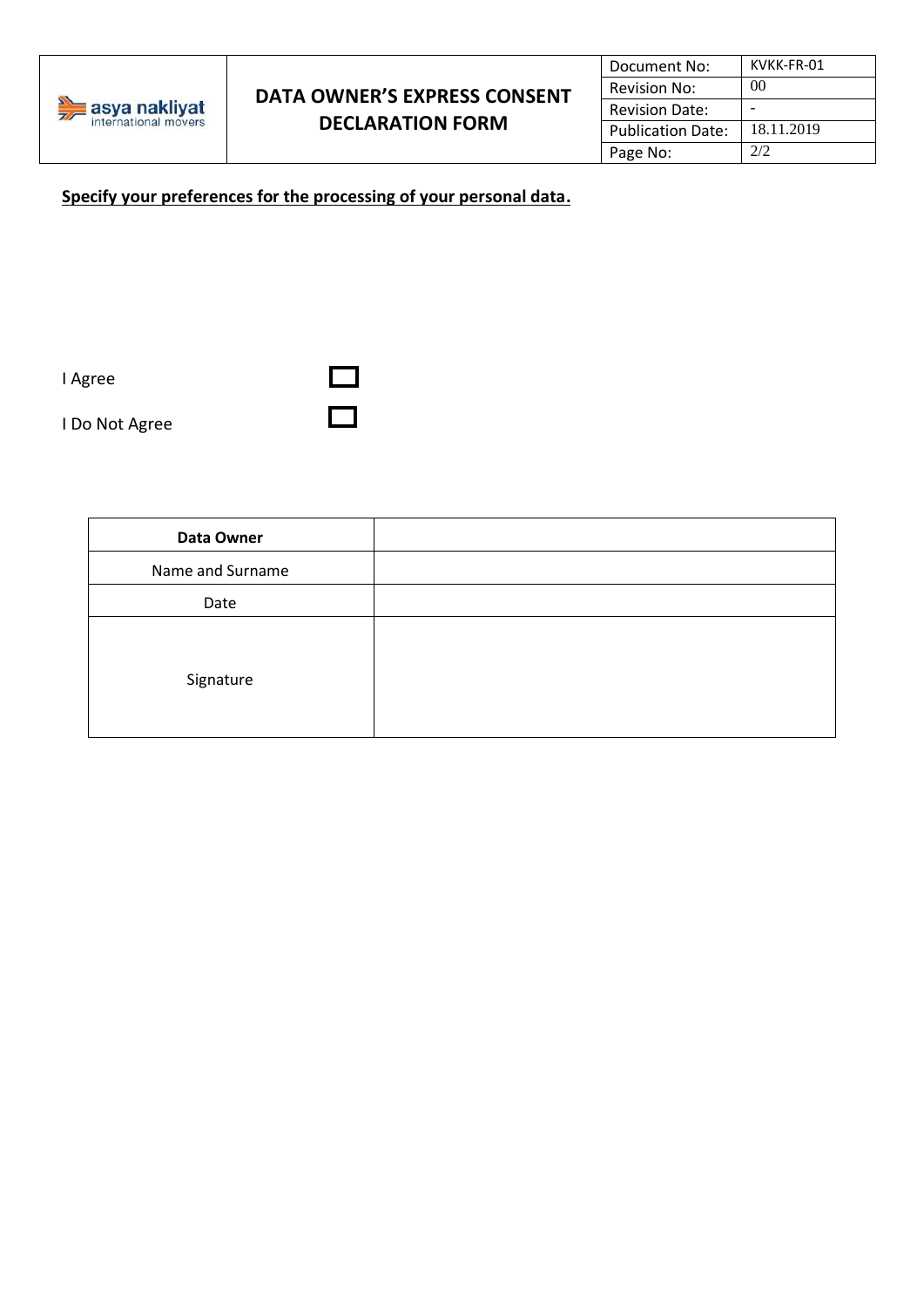| | DATA OWNER'S EXPRESS CONSENT DECLARATION FORM | Document No: | KVKK-FR-01 |
|---|---|---|---|
| | | Revision No: | 00 |
| | | Revision Date: | - |
| | | Publication Date: | 18.11.2019 |

**Specify your preferences for the processing of your personal data.**

I Agree ☐

I Do Not Agree ☐

| Data Owner | |
|---|---|
| Name and Surname | |
| Date | |
| Signature | |